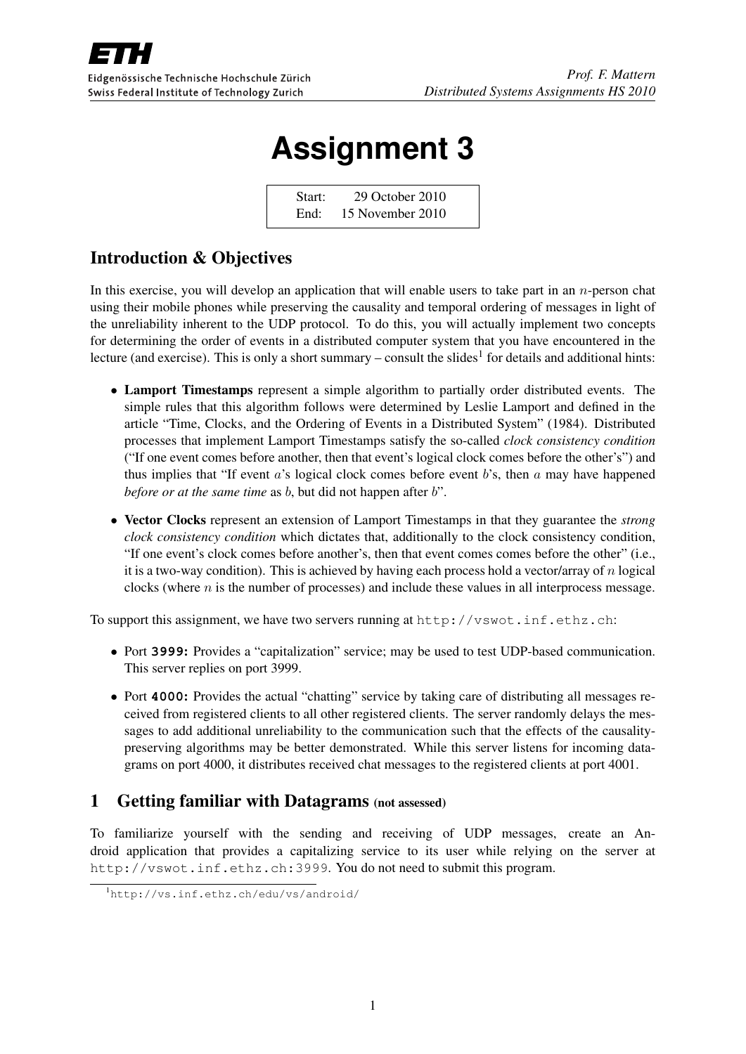# Assignment 3

Start: 29 October 2010
End: 15 November 2010

## Introduction & Objectives

In this exercise, you will develop an application that will enable users to take part in an $n$-person chat using their mobile phones while preserving the causality and temporal ordering of messages in light of the unreliability inherent to the UDP protocol. To do this, you will actually implement two concepts for determining the order of events in a distributed computer system that you have encountered in the lecture (and exercise). This is only a short summary – consult the slides[1] for details and additional hints:

- **Lamport Timestamps** represent a simple algorithm to partially order distributed events. The simple rules that this algorithm follows were determined by Leslie Lamport and defined in the article "Time, Clocks, and the Ordering of Events in a Distributed System" (1984). Distributed processes that implement Lamport Timestamps satisfy the so-called *clock consistency condition* ("If one event comes before another, then that event's logical clock comes before the other's") and thus implies that "If event $a$'s logical clock comes before event $b$'s, then $a$ may have happened *before or at the same time* as $b$, but did not happen after $b$".
- **Vector Clocks** represent an extension of Lamport Timestamps in that they guarantee the *strong clock consistency condition* which dictates that, additionally to the clock consistency condition, "If one event's clock comes before another's, then that event comes comes before the other" (i.e., it is a two-way condition). This is achieved by having each process hold a vector/array of $n$ logical clocks (where $n$ is the number of processes) and include these values in all interprocess message.

To support this assignment, we have two servers running at `http://vswot.inf.ethz.ch`:

- Port **3999:** Provides a "capitalization" service; may be used to test UDP-based communication. This server replies on port 3999.
- Port **4000:** Provides the actual "chatting" service by taking care of distributing all messages received from registered clients to all other registered clients. The server randomly delays the messages to add additional unreliability to the communication such that the effects of the causality-preserving algorithms may be better demonstrated. While this server listens for incoming datagrams on port 4000, it distributes received chat messages to the registered clients at port 4001.

## 1 Getting familiar with Datagrams (not assessed)

To familiarize yourself with the sending and receiving of UDP messages, create an Android application that provides a capitalizing service to its user while relying on the server at `http://vswot.inf.ethz.ch:3999`. You do not need to submit this program.

[1] `http://vs.inf.ethz.ch/edu/vs/android/`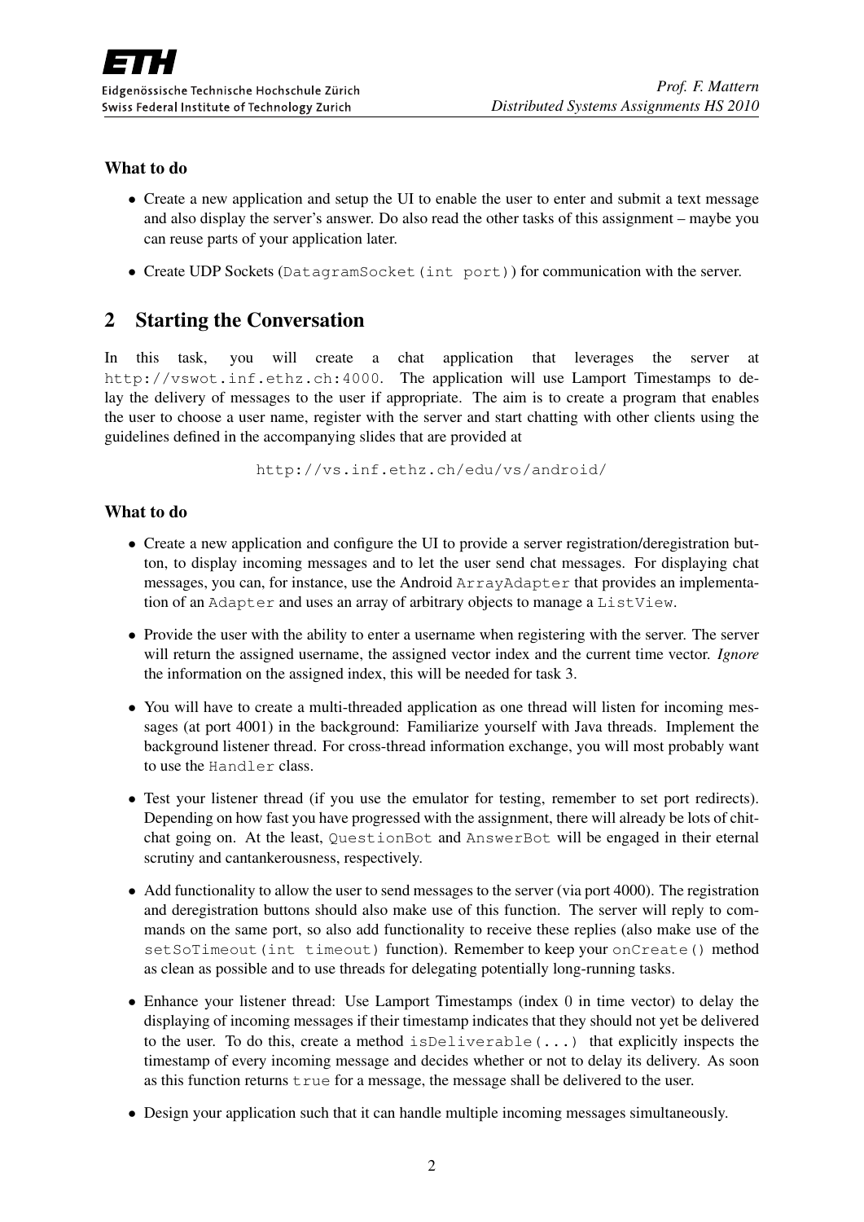### What to do

- Create a new application and setup the UI to enable the user to enter and submit a text message and also display the server's answer. Do also read the other tasks of this assignment – maybe you can reuse parts of your application later.
- Create UDP Sockets (`DatagramSocket(int port)`) for communication with the server.

## 2 Starting the Conversation

In this task, you will create a chat application that leverages the server at `http://vswot.inf.ethz.ch:4000`. The application will use Lamport Timestamps to delay the delivery of messages to the user if appropriate. The aim is to create a program that enables the user to choose a user name, register with the server and start chatting with other clients using the guidelines defined in the accompanying slides that are provided at

`http://vs.inf.ethz.ch/edu/vs/android/`

### What to do

- Create a new application and configure the UI to provide a server registration/deregistration button, to display incoming messages and to let the user send chat messages. For displaying chat messages, you can, for instance, use the Android `ArrayAdapter` that provides an implementation of an `Adapter` and uses an array of arbitrary objects to manage a `ListView`.
- Provide the user with the ability to enter a username when registering with the server. The server will return the assigned username, the assigned vector index and the current time vector. *Ignore* the information on the assigned index, this will be needed for task 3.
- You will have to create a multi-threaded application as one thread will listen for incoming messages (at port 4001) in the background: Familiarize yourself with Java threads. Implement the background listener thread. For cross-thread information exchange, you will most probably want to use the `Handler` class.
- Test your listener thread (if you use the emulator for testing, remember to set port redirects). Depending on how fast you have progressed with the assignment, there will already be lots of chitchat going on. At the least, `QuestionBot` and `AnswerBot` will be engaged in their eternal scrutiny and cantankerousness, respectively.
- Add functionality to allow the user to send messages to the server (via port 4000). The registration and deregistration buttons should also make use of this function. The server will reply to commands on the same port, so also add functionality to receive these replies (also make use of the `setSoTimeout(int timeout)` function). Remember to keep your `onCreate()` method as clean as possible and to use threads for delegating potentially long-running tasks.
- Enhance your listener thread: Use Lamport Timestamps (index 0 in time vector) to delay the displaying of incoming messages if their timestamp indicates that they should not yet be delivered to the user. To do this, create a method `isDeliverable(...)` that explicitly inspects the timestamp of every incoming message and decides whether or not to delay its delivery. As soon as this function returns `true` for a message, the message shall be delivered to the user.
- Design your application such that it can handle multiple incoming messages simultaneously.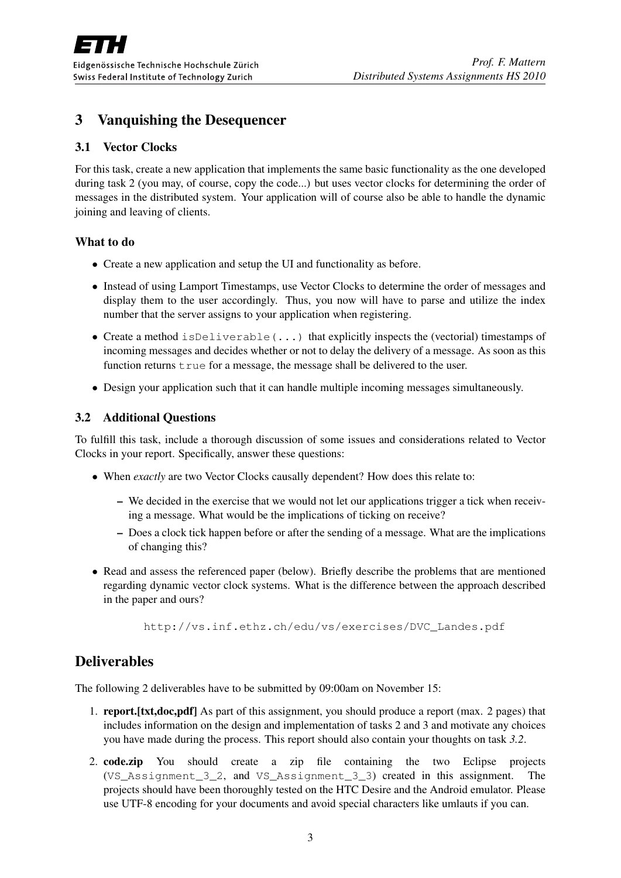## 3 Vanquishing the Desequencer

### 3.1 Vector Clocks

For this task, create a new application that implements the same basic functionality as the one developed during task 2 (you may, of course, copy the code...) but uses vector clocks for determining the order of messages in the distributed system. Your application will of course also be able to handle the dynamic joining and leaving of clients.

#### What to do

- Create a new application and setup the UI and functionality as before.
- Instead of using Lamport Timestamps, use Vector Clocks to determine the order of messages and display them to the user accordingly. Thus, you now will have to parse and utilize the index number that the server assigns to your application when registering.
- Create a method `isDeliverable(...)` that explicitly inspects the (vectorial) timestamps of incoming messages and decides whether or not to delay the delivery of a message. As soon as this function returns `true` for a message, the message shall be delivered to the user.
- Design your application such that it can handle multiple incoming messages simultaneously.

### 3.2 Additional Questions

To fulfill this task, include a thorough discussion of some issues and considerations related to Vector Clocks in your report. Specifically, answer these questions:

- When *exactly* are two Vector Clocks causally dependent? How does this relate to:
  - We decided in the exercise that we would not let our applications trigger a tick when receiving a message. What would be the implications of ticking on receive?
  - Does a clock tick happen before or after the sending of a message. What are the implications of changing this?
- Read and assess the referenced paper (below). Briefly describe the problems that are mentioned regarding dynamic vector clock systems. What is the difference between the approach described in the paper and ours?

  `http://vs.inf.ethz.ch/edu/vs/exercises/DVC_Landes.pdf`

## Deliverables

The following 2 deliverables have to be submitted by 09:00am on November 15:

1. **report.[txt,doc,pdf]** As part of this assignment, you should produce a report (max. 2 pages) that includes information on the design and implementation of tasks 2 and 3 and motivate any choices you have made during the process. This report should also contain your thoughts on task *3.2*.
2. **code.zip** You should create a zip file containing the two Eclipse projects (`VS_Assignment_3_2`, and `VS_Assignment_3_3`) created in this assignment. The projects should have been thoroughly tested on the HTC Desire and the Android emulator. Please use UTF-8 encoding for your documents and avoid special characters like umlauts if you can.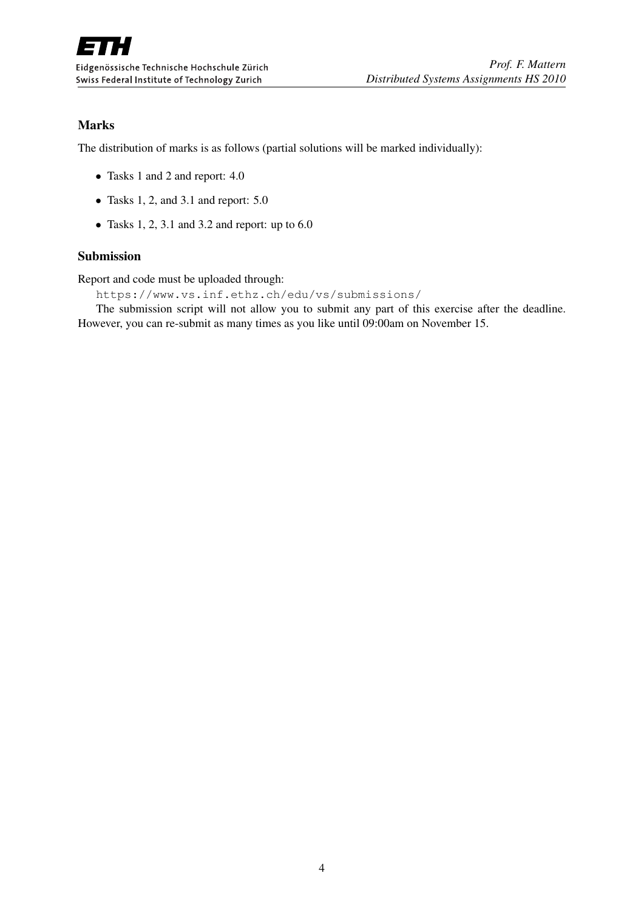### Marks

The distribution of marks is as follows (partial solutions will be marked individually):

- Tasks 1 and 2 and report: 4.0
- Tasks 1, 2, and 3.1 and report: 5.0
- Tasks 1, 2, 3.1 and 3.2 and report: up to 6.0

### Submission

Report and code must be uploaded through:

`https://www.vs.inf.ethz.ch/edu/vs/submissions/`

The submission script will not allow you to submit any part of this exercise after the deadline. However, you can re-submit as many times as you like until 09:00am on November 15.